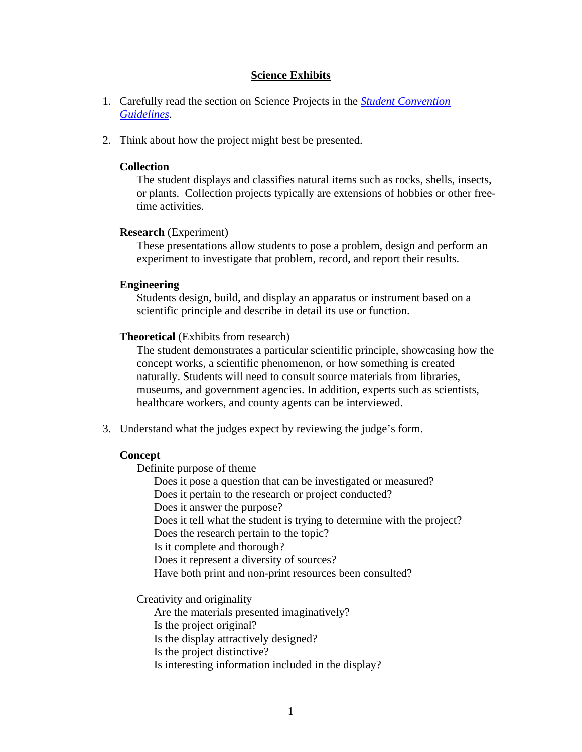# Science Exhibits

1. Carefully read the section on Science Projects in the *Student Convention Guidelines*.

2. Think about how the project might best be presented.

   **Collection**

   The student displays and classifies natural items such as rocks, shells, insects, or plants. Collection projects typically are extensions of hobbies or other free-time activities.

   **Research** (Experiment)

   These presentations allow students to pose a problem, design and perform an experiment to investigate that problem, record, and report their results.

   **Engineering**

   Students design, build, and display an apparatus or instrument based on a scientific principle and describe in detail its use or function.

   **Theoretical** (Exhibits from research)

   The student demonstrates a particular scientific principle, showcasing how the concept works, a scientific phenomenon, or how something is created naturally. Students will need to consult source materials from libraries, museums, and government agencies. In addition, experts such as scientists, healthcare workers, and county agents can be interviewed.

3. Understand what the judges expect by reviewing the judge's form.

   **Concept**

   Definite purpose of theme

   - Does it pose a question that can be investigated or measured?
   - Does it pertain to the research or project conducted?
   - Does it answer the purpose?
   - Does it tell what the student is trying to determine with the project?
   - Does the research pertain to the topic?
   - Is it complete and thorough?
   - Does it represent a diversity of sources?
   - Have both print and non-print resources been consulted?

   Creativity and originality

   - Are the materials presented imaginatively?
   - Is the project original?
   - Is the display attractively designed?
   - Is the project distinctive?
   - Is interesting information included in the display?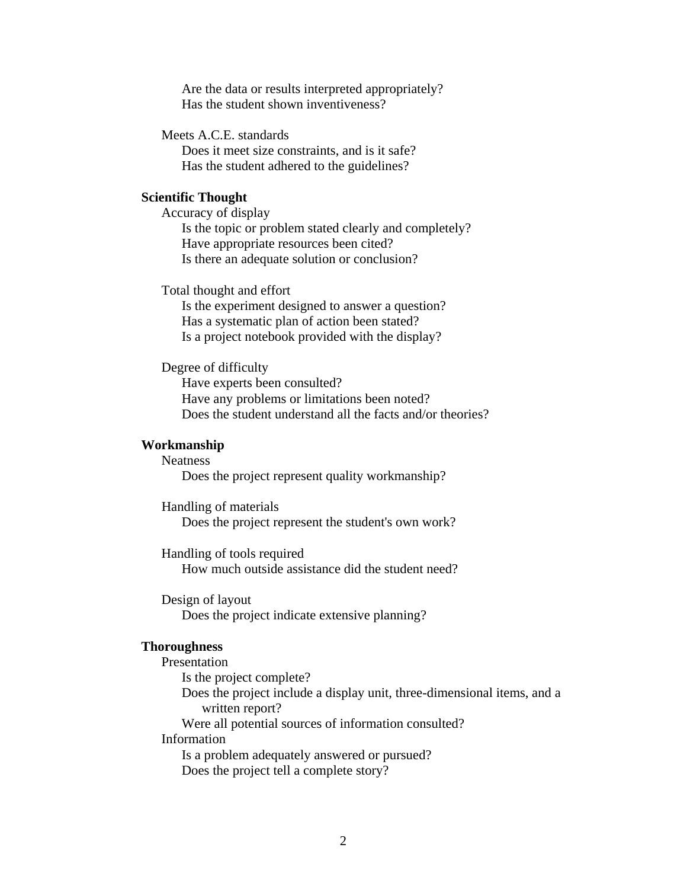- Are the data or results interpreted appropriately?
- Has the student shown inventiveness?

Meets A.C.E. standards

- Does it meet size constraints, and is it safe?
- Has the student adhered to the guidelines?

**Scientific Thought**

Accuracy of display

- Is the topic or problem stated clearly and completely?
- Have appropriate resources been cited?
- Is there an adequate solution or conclusion?

Total thought and effort

- Is the experiment designed to answer a question?
- Has a systematic plan of action been stated?
- Is a project notebook provided with the display?

Degree of difficulty

- Have experts been consulted?
- Have any problems or limitations been noted?
- Does the student understand all the facts and/or theories?

**Workmanship**

Neatness

- Does the project represent quality workmanship?

Handling of materials

- Does the project represent the student's own work?

Handling of tools required

- How much outside assistance did the student need?

Design of layout

- Does the project indicate extensive planning?

**Thoroughness**

Presentation

- Is the project complete?
- Does the project include a display unit, three-dimensional items, and a written report?
- Were all potential sources of information consulted?

Information

- Is a problem adequately answered or pursued?
- Does the project tell a complete story?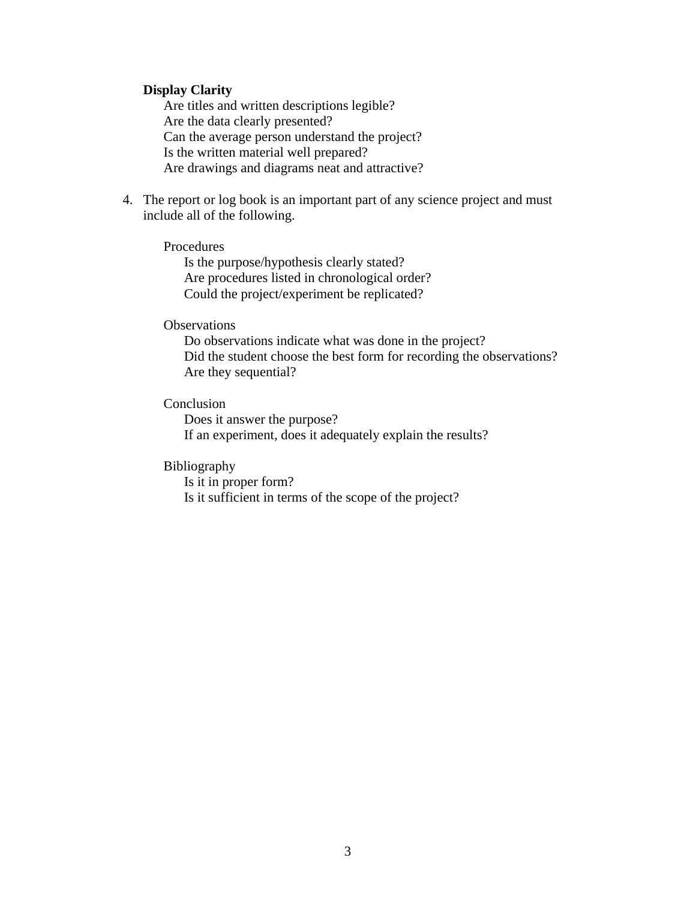**Display Clarity**

Are titles and written descriptions legible?
Are the data clearly presented?
Can the average person understand the project?
Is the written material well prepared?
Are drawings and diagrams neat and attractive?

4. The report or log book is an important part of any science project and must include all of the following.

   Procedures

   Is the purpose/hypothesis clearly stated?
   Are procedures listed in chronological order?
   Could the project/experiment be replicated?

   Observations

   Do observations indicate what was done in the project?
   Did the student choose the best form for recording the observations?
   Are they sequential?

   Conclusion

   Does it answer the purpose?
   If an experiment, does it adequately explain the results?

   Bibliography

   Is it in proper form?
   Is it sufficient in terms of the scope of the project?